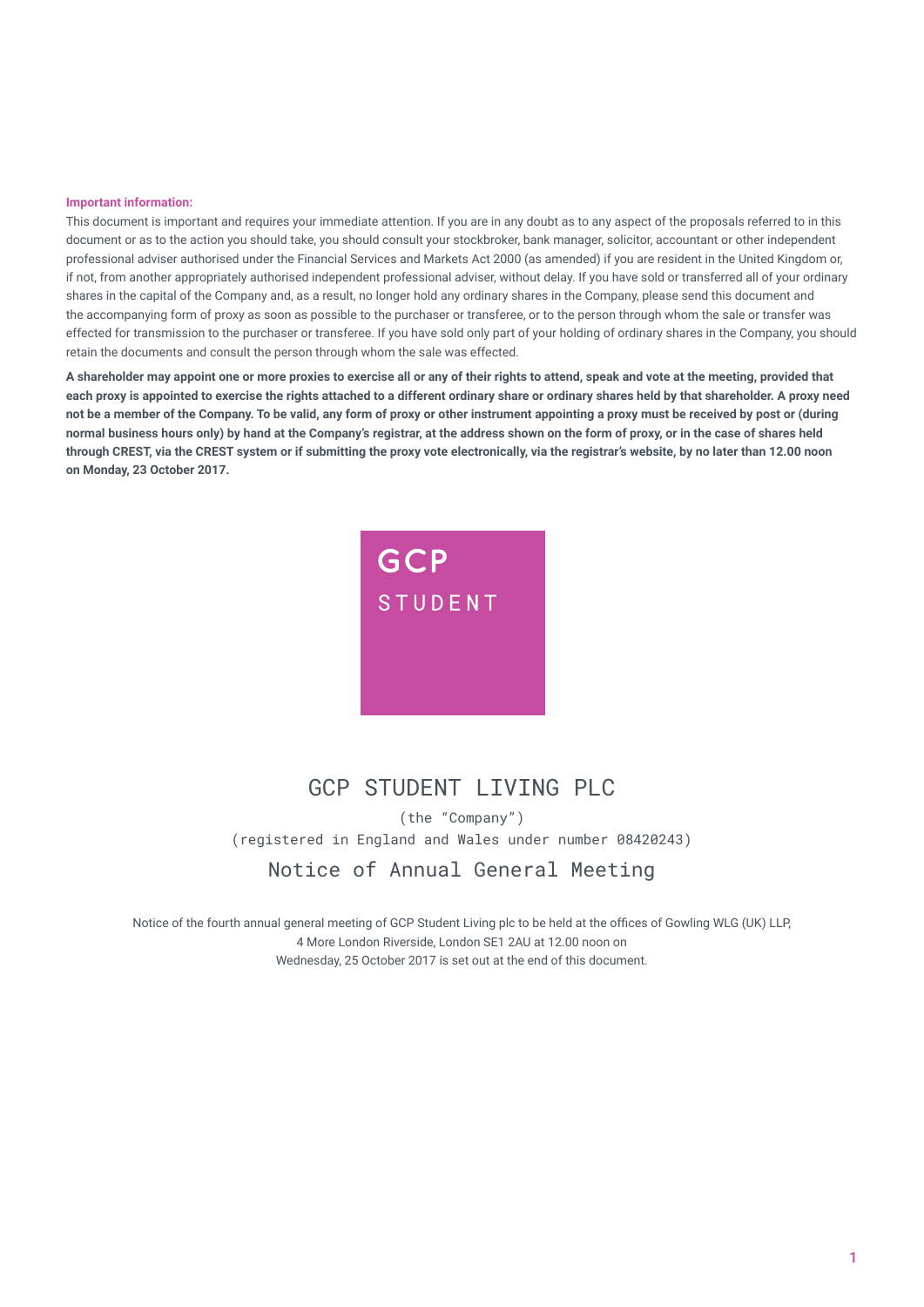**Important information:**

This document is important and requires your immediate attention. If you are in any doubt as to any aspect of the proposals referred to in this document or as to the action you should take, you should consult your stockbroker, bank manager, solicitor, accountant or other independent professional adviser authorised under the Financial Services and Markets Act 2000 (as amended) if you are resident in the United Kingdom or, if not, from another appropriately authorised independent professional adviser, without delay. If you have sold or transferred all of your ordinary shares in the capital of the Company and, as a result, no longer hold any ordinary shares in the Company, please send this document and the accompanying form of proxy as soon as possible to the purchaser or transferee, or to the person through whom the sale or transfer was effected for transmission to the purchaser or transferee. If you have sold only part of your holding of ordinary shares in the Company, you should retain the documents and consult the person through whom the sale was effected.

**A shareholder may appoint one or more proxies to exercise all or any of their rights to attend, speak and vote at the meeting, provided that each proxy is appointed to exercise the rights attached to a different ordinary share or ordinary shares held by that shareholder. A proxy need not be a member of the Company. To be valid, any form of proxy or other instrument appointing a proxy must be received by post or (during normal business hours only) by hand at the Company's registrar, at the address shown on the form of proxy, or in the case of shares held through CREST, via the CREST system or if submitting the proxy vote electronically, via the registrar's website, by no later than 12.00 noon on Monday, 23 October 2017.**

GCP
STUDENT

# GCP STUDENT LIVING PLC

(the "Company")
(registered in England and Wales under number 08420243)

## Notice of Annual General Meeting

Notice of the fourth annual general meeting of GCP Student Living plc to be held at the offices of Gowling WLG (UK) LLP, 4 More London Riverside, London SE1 2AU at 12.00 noon on Wednesday, 25 October 2017 is set out at the end of this document.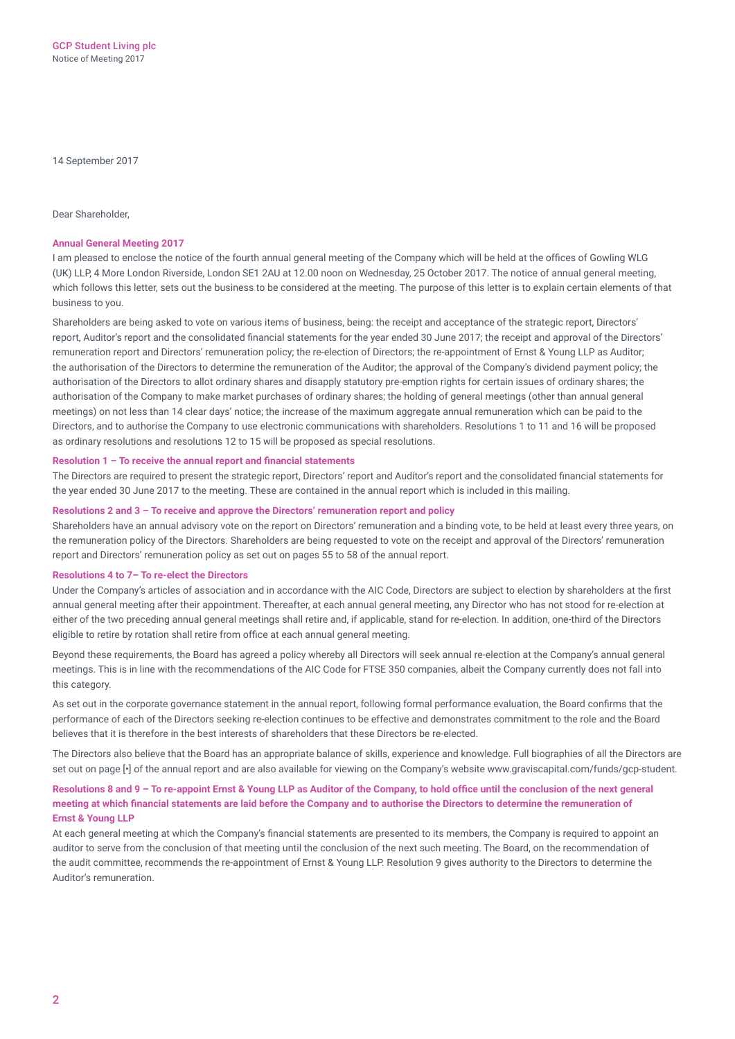14 September 2017

Dear Shareholder,

## Annual General Meeting 2017

I am pleased to enclose the notice of the fourth annual general meeting of the Company which will be held at the offices of Gowling WLG (UK) LLP, 4 More London Riverside, London SE1 2AU at 12.00 noon on Wednesday, 25 October 2017. The notice of annual general meeting, which follows this letter, sets out the business to be considered at the meeting. The purpose of this letter is to explain certain elements of that business to you.

Shareholders are being asked to vote on various items of business, being: the receipt and acceptance of the strategic report, Directors' report, Auditor's report and the consolidated financial statements for the year ended 30 June 2017; the receipt and approval of the Directors' remuneration report and Directors' remuneration policy; the re-election of Directors; the re-appointment of Ernst & Young LLP as Auditor; the authorisation of the Directors to determine the remuneration of the Auditor; the approval of the Company's dividend payment policy; the authorisation of the Directors to allot ordinary shares and disapply statutory pre-emption rights for certain issues of ordinary shares; the authorisation of the Company to make market purchases of ordinary shares; the holding of general meetings (other than annual general meetings) on not less than 14 clear days' notice; the increase of the maximum aggregate annual remuneration which can be paid to the Directors, and to authorise the Company to use electronic communications with shareholders. Resolutions 1 to 11 and 16 will be proposed as ordinary resolutions and resolutions 12 to 15 will be proposed as special resolutions.

### Resolution 1 – To receive the annual report and financial statements

The Directors are required to present the strategic report, Directors' report and Auditor's report and the consolidated financial statements for the year ended 30 June 2017 to the meeting. These are contained in the annual report which is included in this mailing.

### Resolutions 2 and 3 – To receive and approve the Directors' remuneration report and policy

Shareholders have an annual advisory vote on the report on Directors' remuneration and a binding vote, to be held at least every three years, on the remuneration policy of the Directors. Shareholders are being requested to vote on the receipt and approval of the Directors' remuneration report and Directors' remuneration policy as set out on pages 55 to 58 of the annual report.

### Resolutions 4 to 7– To re-elect the Directors

Under the Company's articles of association and in accordance with the AIC Code, Directors are subject to election by shareholders at the first annual general meeting after their appointment. Thereafter, at each annual general meeting, any Director who has not stood for re-election at either of the two preceding annual general meetings shall retire and, if applicable, stand for re-election. In addition, one-third of the Directors eligible to retire by rotation shall retire from office at each annual general meeting.

Beyond these requirements, the Board has agreed a policy whereby all Directors will seek annual re-election at the Company's annual general meetings. This is in line with the recommendations of the AIC Code for FTSE 350 companies, albeit the Company currently does not fall into this category.

As set out in the corporate governance statement in the annual report, following formal performance evaluation, the Board confirms that the performance of each of the Directors seeking re-election continues to be effective and demonstrates commitment to the role and the Board believes that it is therefore in the best interests of shareholders that these Directors be re-elected.

The Directors also believe that the Board has an appropriate balance of skills, experience and knowledge. Full biographies of all the Directors are set out on page [•] of the annual report and are also available for viewing on the Company's website www.graviscapital.com/funds/gcp-student.

### Resolutions 8 and 9 – To re-appoint Ernst & Young LLP as Auditor of the Company, to hold office until the conclusion of the next general meeting at which financial statements are laid before the Company and to authorise the Directors to determine the remuneration of Ernst & Young LLP

At each general meeting at which the Company's financial statements are presented to its members, the Company is required to appoint an auditor to serve from the conclusion of that meeting until the conclusion of the next such meeting. The Board, on the recommendation of the audit committee, recommends the re-appointment of Ernst & Young LLP. Resolution 9 gives authority to the Directors to determine the Auditor's remuneration.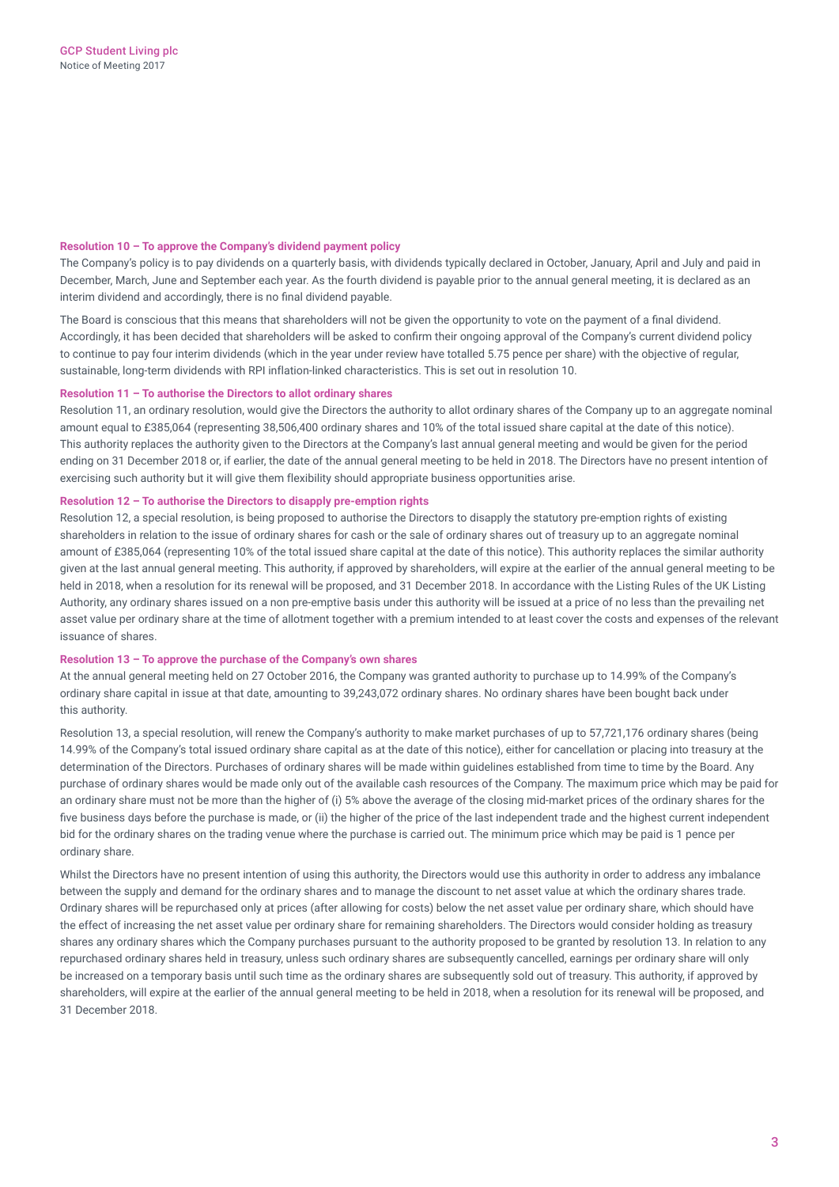#### Resolution 10 – To approve the Company's dividend payment policy

The Company's policy is to pay dividends on a quarterly basis, with dividends typically declared in October, January, April and July and paid in December, March, June and September each year. As the fourth dividend is payable prior to the annual general meeting, it is declared as an interim dividend and accordingly, there is no final dividend payable.

The Board is conscious that this means that shareholders will not be given the opportunity to vote on the payment of a final dividend. Accordingly, it has been decided that shareholders will be asked to confirm their ongoing approval of the Company's current dividend policy to continue to pay four interim dividends (which in the year under review have totalled 5.75 pence per share) with the objective of regular, sustainable, long-term dividends with RPI inflation-linked characteristics. This is set out in resolution 10.

#### Resolution 11 – To authorise the Directors to allot ordinary shares

Resolution 11, an ordinary resolution, would give the Directors the authority to allot ordinary shares of the Company up to an aggregate nominal amount equal to £385,064 (representing 38,506,400 ordinary shares and 10% of the total issued share capital at the date of this notice). This authority replaces the authority given to the Directors at the Company's last annual general meeting and would be given for the period ending on 31 December 2018 or, if earlier, the date of the annual general meeting to be held in 2018. The Directors have no present intention of exercising such authority but it will give them flexibility should appropriate business opportunities arise.

#### Resolution 12 – To authorise the Directors to disapply pre-emption rights

Resolution 12, a special resolution, is being proposed to authorise the Directors to disapply the statutory pre-emption rights of existing shareholders in relation to the issue of ordinary shares for cash or the sale of ordinary shares out of treasury up to an aggregate nominal amount of £385,064 (representing 10% of the total issued share capital at the date of this notice). This authority replaces the similar authority given at the last annual general meeting. This authority, if approved by shareholders, will expire at the earlier of the annual general meeting to be held in 2018, when a resolution for its renewal will be proposed, and 31 December 2018. In accordance with the Listing Rules of the UK Listing Authority, any ordinary shares issued on a non pre-emptive basis under this authority will be issued at a price of no less than the prevailing net asset value per ordinary share at the time of allotment together with a premium intended to at least cover the costs and expenses of the relevant issuance of shares.

#### Resolution 13 – To approve the purchase of the Company's own shares

At the annual general meeting held on 27 October 2016, the Company was granted authority to purchase up to 14.99% of the Company's ordinary share capital in issue at that date, amounting to 39,243,072 ordinary shares. No ordinary shares have been bought back under this authority.

Resolution 13, a special resolution, will renew the Company's authority to make market purchases of up to 57,721,176 ordinary shares (being 14.99% of the Company's total issued ordinary share capital as at the date of this notice), either for cancellation or placing into treasury at the determination of the Directors. Purchases of ordinary shares will be made within guidelines established from time to time by the Board. Any purchase of ordinary shares would be made only out of the available cash resources of the Company. The maximum price which may be paid for an ordinary share must not be more than the higher of (i) 5% above the average of the closing mid-market prices of the ordinary shares for the five business days before the purchase is made, or (ii) the higher of the price of the last independent trade and the highest current independent bid for the ordinary shares on the trading venue where the purchase is carried out. The minimum price which may be paid is 1 pence per ordinary share.

Whilst the Directors have no present intention of using this authority, the Directors would use this authority in order to address any imbalance between the supply and demand for the ordinary shares and to manage the discount to net asset value at which the ordinary shares trade. Ordinary shares will be repurchased only at prices (after allowing for costs) below the net asset value per ordinary share, which should have the effect of increasing the net asset value per ordinary share for remaining shareholders. The Directors would consider holding as treasury shares any ordinary shares which the Company purchases pursuant to the authority proposed to be granted by resolution 13. In relation to any repurchased ordinary shares held in treasury, unless such ordinary shares are subsequently cancelled, earnings per ordinary share will only be increased on a temporary basis until such time as the ordinary shares are subsequently sold out of treasury. This authority, if approved by shareholders, will expire at the earlier of the annual general meeting to be held in 2018, when a resolution for its renewal will be proposed, and 31 December 2018.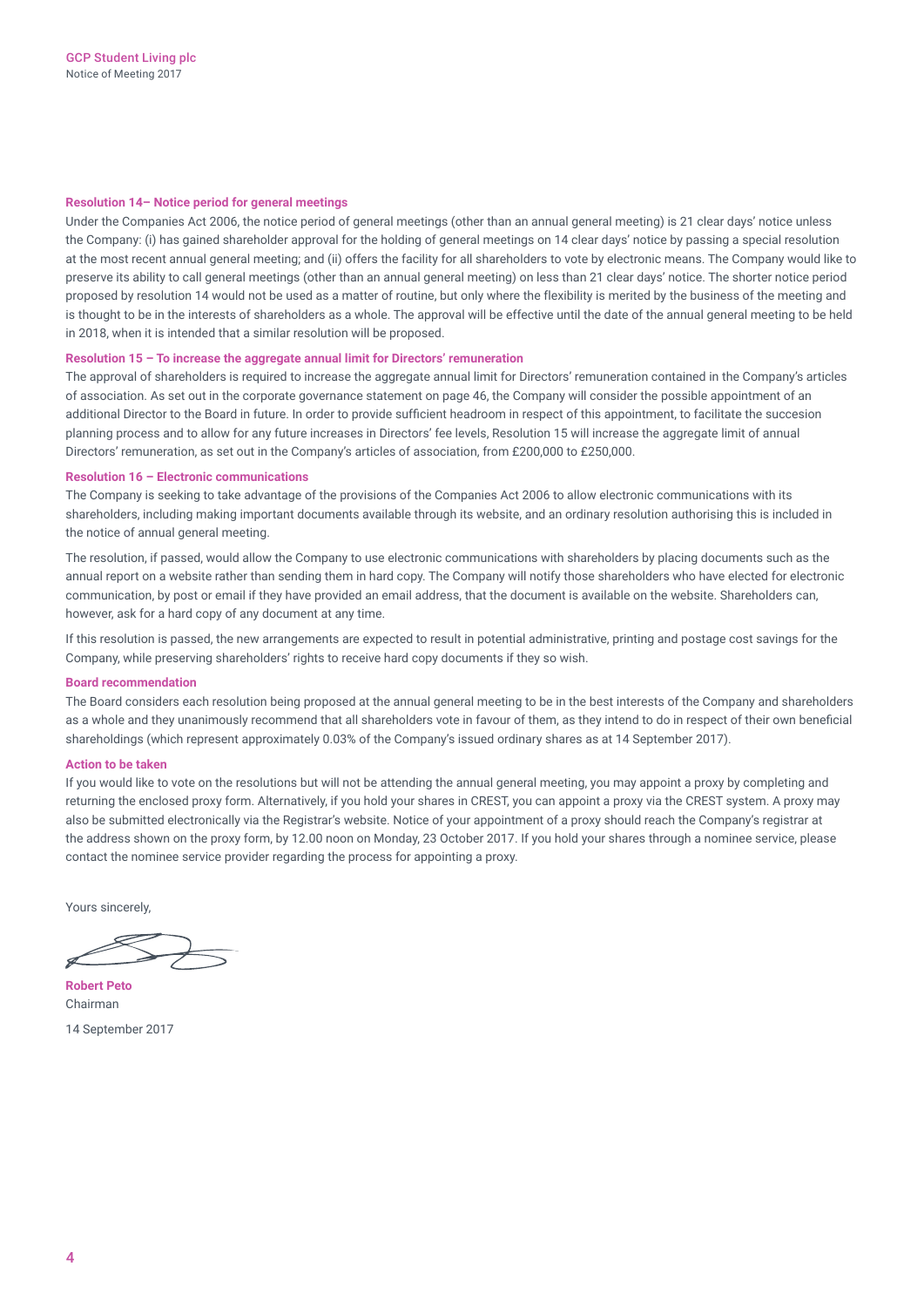#### Resolution 14– Notice period for general meetings

Under the Companies Act 2006, the notice period of general meetings (other than an annual general meeting) is 21 clear days' notice unless the Company: (i) has gained shareholder approval for the holding of general meetings on 14 clear days' notice by passing a special resolution at the most recent annual general meeting; and (ii) offers the facility for all shareholders to vote by electronic means. The Company would like to preserve its ability to call general meetings (other than an annual general meeting) on less than 21 clear days' notice. The shorter notice period proposed by resolution 14 would not be used as a matter of routine, but only where the flexibility is merited by the business of the meeting and is thought to be in the interests of shareholders as a whole. The approval will be effective until the date of the annual general meeting to be held in 2018, when it is intended that a similar resolution will be proposed.

#### Resolution 15 – To increase the aggregate annual limit for Directors' remuneration

The approval of shareholders is required to increase the aggregate annual limit for Directors' remuneration contained in the Company's articles of association. As set out in the corporate governance statement on page 46, the Company will consider the possible appointment of an additional Director to the Board in future. In order to provide sufficient headroom in respect of this appointment, to facilitate the succesion planning process and to allow for any future increases in Directors' fee levels, Resolution 15 will increase the aggregate limit of annual Directors' remuneration, as set out in the Company's articles of association, from £200,000 to £250,000.

#### Resolution 16 – Electronic communications

The Company is seeking to take advantage of the provisions of the Companies Act 2006 to allow electronic communications with its shareholders, including making important documents available through its website, and an ordinary resolution authorising this is included in the notice of annual general meeting.

The resolution, if passed, would allow the Company to use electronic communications with shareholders by placing documents such as the annual report on a website rather than sending them in hard copy. The Company will notify those shareholders who have elected for electronic communication, by post or email if they have provided an email address, that the document is available on the website. Shareholders can, however, ask for a hard copy of any document at any time.

If this resolution is passed, the new arrangements are expected to result in potential administrative, printing and postage cost savings for the Company, while preserving shareholders' rights to receive hard copy documents if they so wish.

#### Board recommendation

The Board considers each resolution being proposed at the annual general meeting to be in the best interests of the Company and shareholders as a whole and they unanimously recommend that all shareholders vote in favour of them, as they intend to do in respect of their own beneficial shareholdings (which represent approximately 0.03% of the Company's issued ordinary shares as at 14 September 2017).

#### Action to be taken

If you would like to vote on the resolutions but will not be attending the annual general meeting, you may appoint a proxy by completing and returning the enclosed proxy form. Alternatively, if you hold your shares in CREST, you can appoint a proxy via the CREST system. A proxy may also be submitted electronically via the Registrar's website. Notice of your appointment of a proxy should reach the Company's registrar at the address shown on the proxy form, by 12.00 noon on Monday, 23 October 2017. If you hold your shares through a nominee service, please contact the nominee service provider regarding the process for appointing a proxy.

Yours sincerely,

**Robert Peto**
Chairman

14 September 2017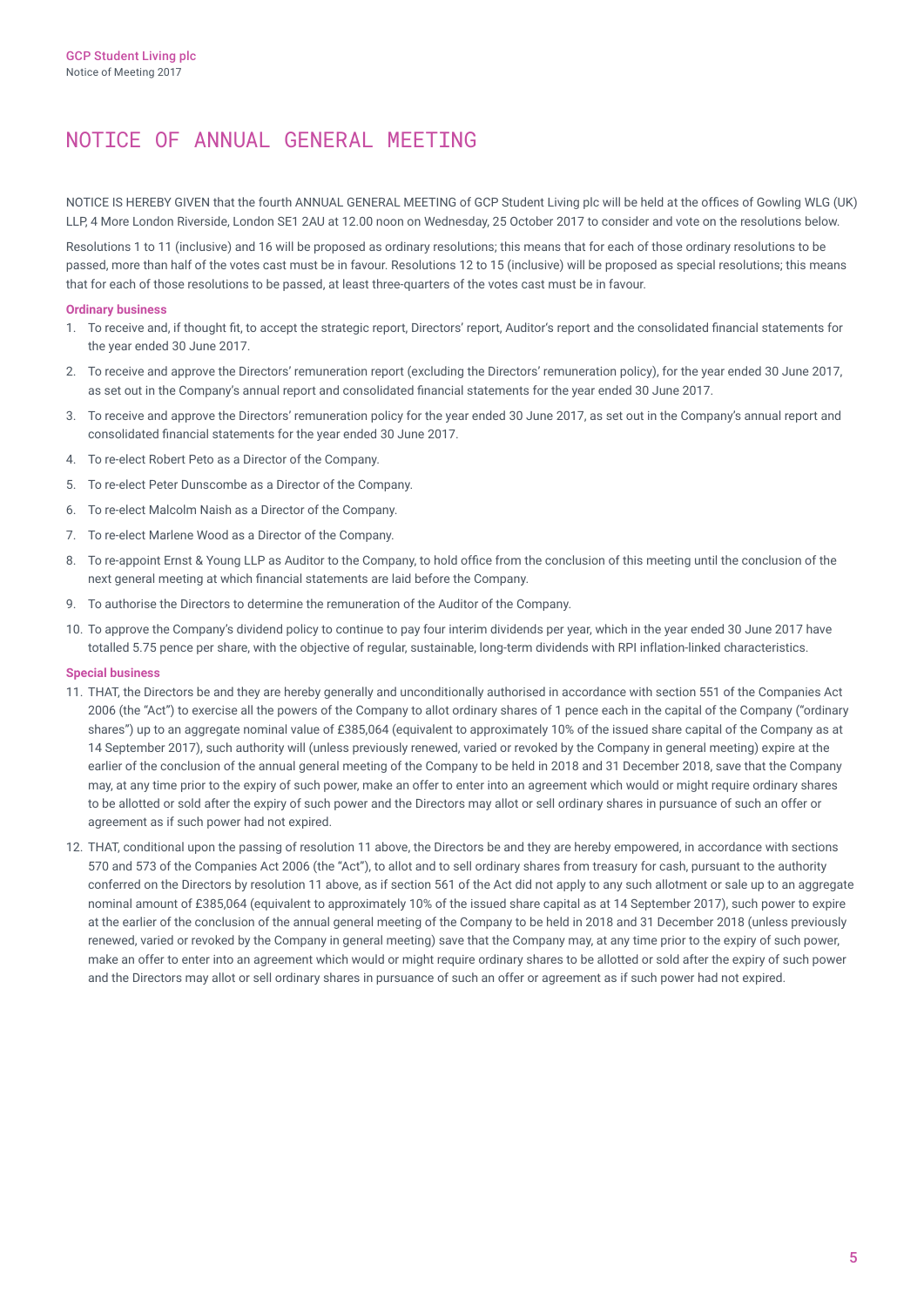# NOTICE OF ANNUAL GENERAL MEETING

NOTICE IS HEREBY GIVEN that the fourth ANNUAL GENERAL MEETING of GCP Student Living plc will be held at the offices of Gowling WLG (UK) LLP, 4 More London Riverside, London SE1 2AU at 12.00 noon on Wednesday, 25 October 2017 to consider and vote on the resolutions below.

Resolutions 1 to 11 (inclusive) and 16 will be proposed as ordinary resolutions; this means that for each of those ordinary resolutions to be passed, more than half of the votes cast must be in favour. Resolutions 12 to 15 (inclusive) will be proposed as special resolutions; this means that for each of those resolutions to be passed, at least three-quarters of the votes cast must be in favour.

**Ordinary business**

1. To receive and, if thought fit, to accept the strategic report, Directors' report, Auditor's report and the consolidated financial statements for the year ended 30 June 2017.
2. To receive and approve the Directors' remuneration report (excluding the Directors' remuneration policy), for the year ended 30 June 2017, as set out in the Company's annual report and consolidated financial statements for the year ended 30 June 2017.
3. To receive and approve the Directors' remuneration policy for the year ended 30 June 2017, as set out in the Company's annual report and consolidated financial statements for the year ended 30 June 2017.
4. To re-elect Robert Peto as a Director of the Company.
5. To re-elect Peter Dunscombe as a Director of the Company.
6. To re-elect Malcolm Naish as a Director of the Company.
7. To re-elect Marlene Wood as a Director of the Company.
8. To re-appoint Ernst & Young LLP as Auditor to the Company, to hold office from the conclusion of this meeting until the conclusion of the next general meeting at which financial statements are laid before the Company.
9. To authorise the Directors to determine the remuneration of the Auditor of the Company.
10. To approve the Company's dividend policy to continue to pay four interim dividends per year, which in the year ended 30 June 2017 have totalled 5.75 pence per share, with the objective of regular, sustainable, long-term dividends with RPI inflation-linked characteristics.

**Special business**

11. THAT, the Directors be and they are hereby generally and unconditionally authorised in accordance with section 551 of the Companies Act 2006 (the "Act") to exercise all the powers of the Company to allot ordinary shares of 1 pence each in the capital of the Company ("ordinary shares") up to an aggregate nominal value of £385,064 (equivalent to approximately 10% of the issued share capital of the Company as at 14 September 2017), such authority will (unless previously renewed, varied or revoked by the Company in general meeting) expire at the earlier of the conclusion of the annual general meeting of the Company to be held in 2018 and 31 December 2018, save that the Company may, at any time prior to the expiry of such power, make an offer to enter into an agreement which would or might require ordinary shares to be allotted or sold after the expiry of such power and the Directors may allot or sell ordinary shares in pursuance of such an offer or agreement as if such power had not expired.
12. THAT, conditional upon the passing of resolution 11 above, the Directors be and they are hereby empowered, in accordance with sections 570 and 573 of the Companies Act 2006 (the "Act"), to allot and to sell ordinary shares from treasury for cash, pursuant to the authority conferred on the Directors by resolution 11 above, as if section 561 of the Act did not apply to any such allotment or sale up to an aggregate nominal amount of £385,064 (equivalent to approximately 10% of the issued share capital as at 14 September 2017), such power to expire at the earlier of the conclusion of the annual general meeting of the Company to be held in 2018 and 31 December 2018 (unless previously renewed, varied or revoked by the Company in general meeting) save that the Company may, at any time prior to the expiry of such power, make an offer to enter into an agreement which would or might require ordinary shares to be allotted or sold after the expiry of such power and the Directors may allot or sell ordinary shares in pursuance of such an offer or agreement as if such power had not expired.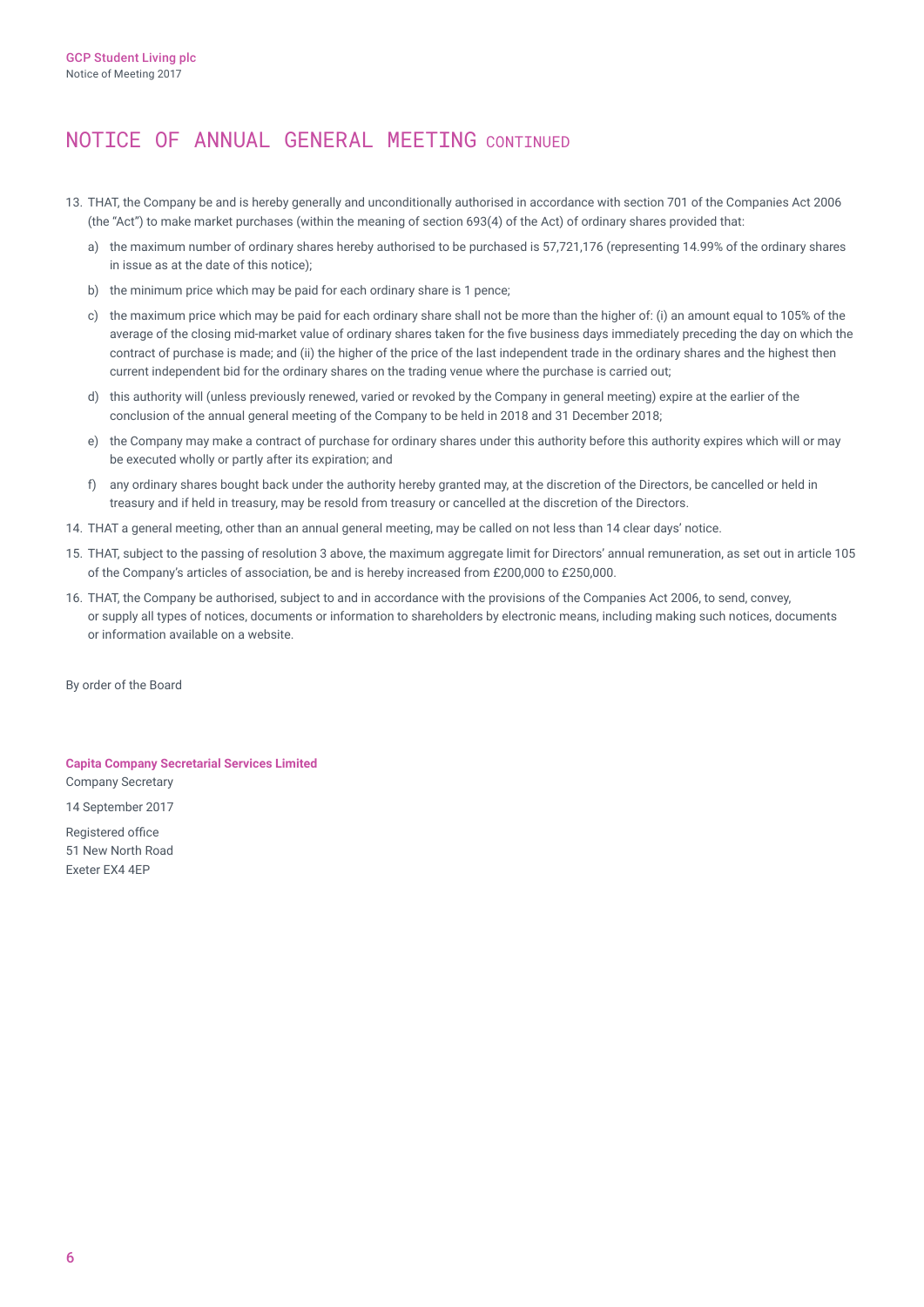# NOTICE OF ANNUAL GENERAL MEETING CONTINUED

13. THAT, the Company be and is hereby generally and unconditionally authorised in accordance with section 701 of the Companies Act 2006 (the "Act") to make market purchases (within the meaning of section 693(4) of the Act) of ordinary shares provided that:

    a) the maximum number of ordinary shares hereby authorised to be purchased is 57,721,176 (representing 14.99% of the ordinary shares in issue as at the date of this notice);

    b) the minimum price which may be paid for each ordinary share is 1 pence;

    c) the maximum price which may be paid for each ordinary share shall not be more than the higher of: (i) an amount equal to 105% of the average of the closing mid-market value of ordinary shares taken for the five business days immediately preceding the day on which the contract of purchase is made; and (ii) the higher of the price of the last independent trade in the ordinary shares and the highest then current independent bid for the ordinary shares on the trading venue where the purchase is carried out;

    d) this authority will (unless previously renewed, varied or revoked by the Company in general meeting) expire at the earlier of the conclusion of the annual general meeting of the Company to be held in 2018 and 31 December 2018;

    e) the Company may make a contract of purchase for ordinary shares under this authority before this authority expires which will or may be executed wholly or partly after its expiration; and

    f) any ordinary shares bought back under the authority hereby granted may, at the discretion of the Directors, be cancelled or held in treasury and if held in treasury, may be resold from treasury or cancelled at the discretion of the Directors.

14. THAT a general meeting, other than an annual general meeting, may be called on not less than 14 clear days' notice.

15. THAT, subject to the passing of resolution 3 above, the maximum aggregate limit for Directors' annual remuneration, as set out in article 105 of the Company's articles of association, be and is hereby increased from £200,000 to £250,000.

16. THAT, the Company be authorised, subject to and in accordance with the provisions of the Companies Act 2006, to send, convey, or supply all types of notices, documents or information to shareholders by electronic means, including making such notices, documents or information available on a website.

By order of the Board

**Capita Company Secretarial Services Limited**
Company Secretary

14 September 2017

Registered office
51 New North Road
Exeter EX4 4EP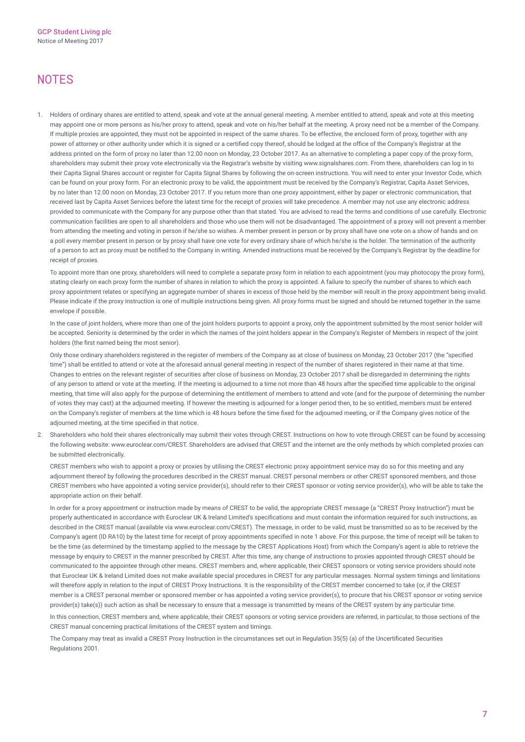# NOTES

1. Holders of ordinary shares are entitled to attend, speak and vote at the annual general meeting. A member entitled to attend, speak and vote at this meeting may appoint one or more persons as his/her proxy to attend, speak and vote on his/her behalf at the meeting. A proxy need not be a member of the Company. If multiple proxies are appointed, they must not be appointed in respect of the same shares. To be effective, the enclosed form of proxy, together with any power of attorney or other authority under which it is signed or a certified copy thereof, should be lodged at the office of the Company's Registrar at the address printed on the form of proxy no later than 12.00 noon on Monday, 23 October 2017. As an alternative to completing a paper copy of the proxy form, shareholders may submit their proxy vote electronically via the Registrar's website by visiting www.signalshares.com. From there, shareholders can log in to their Capita Signal Shares account or register for Capita Signal Shares by following the on-screen instructions. You will need to enter your Investor Code, which can be found on your proxy form. For an electronic proxy to be valid, the appointment must be received by the Company's Registrar, Capita Asset Services, by no later than 12.00 noon on Monday, 23 October 2017. If you return more than one proxy appointment, either by paper or electronic communication, that received last by Capita Asset Services before the latest time for the receipt of proxies will take precedence. A member may not use any electronic address provided to communicate with the Company for any purpose other than that stated. You are advised to read the terms and conditions of use carefully. Electronic communication facilities are open to all shareholders and those who use them will not be disadvantaged. The appointment of a proxy will not prevent a member from attending the meeting and voting in person if he/she so wishes. A member present in person or by proxy shall have one vote on a show of hands and on a poll every member present in person or by proxy shall have one vote for every ordinary share of which he/she is the holder. The termination of the authority of a person to act as proxy must be notified to the Company in writing. Amended instructions must be received by the Company's Registrar by the deadline for receipt of proxies.

   To appoint more than one proxy, shareholders will need to complete a separate proxy form in relation to each appointment (you may photocopy the proxy form), stating clearly on each proxy form the number of shares in relation to which the proxy is appointed. A failure to specify the number of shares to which each proxy appointment relates or specifying an aggregate number of shares in excess of those held by the member will result in the proxy appointment being invalid. Please indicate if the proxy instruction is one of multiple instructions being given. All proxy forms must be signed and should be returned together in the same envelope if possible.

   In the case of joint holders, where more than one of the joint holders purports to appoint a proxy, only the appointment submitted by the most senior holder will be accepted. Seniority is determined by the order in which the names of the joint holders appear in the Company's Register of Members in respect of the joint holders (the first named being the most senior).

   Only those ordinary shareholders registered in the register of members of the Company as at close of business on Monday, 23 October 2017 (the "specified time") shall be entitled to attend or vote at the aforesaid annual general meeting in respect of the number of shares registered in their name at that time. Changes to entries on the relevant register of securities after close of business on Monday, 23 October 2017 shall be disregarded in determining the rights of any person to attend or vote at the meeting. If the meeting is adjourned to a time not more than 48 hours after the specified time applicable to the original meeting, that time will also apply for the purpose of determining the entitlement of members to attend and vote (and for the purpose of determining the number of votes they may cast) at the adjourned meeting. If however the meeting is adjourned for a longer period then, to be so entitled, members must be entered on the Company's register of members at the time which is 48 hours before the time fixed for the adjourned meeting, or if the Company gives notice of the adjourned meeting, at the time specified in that notice.

2. Shareholders who hold their shares electronically may submit their votes through CREST. Instructions on how to vote through CREST can be found by accessing the following website: www.euroclear.com/CREST. Shareholders are advised that CREST and the internet are the only methods by which completed proxies can be submitted electronically.

   CREST members who wish to appoint a proxy or proxies by utilising the CREST electronic proxy appointment service may do so for this meeting and any adjournment thereof by following the procedures described in the CREST manual. CREST personal members or other CREST sponsored members, and those CREST members who have appointed a voting service provider(s), should refer to their CREST sponsor or voting service provider(s), who will be able to take the appropriate action on their behalf.

   In order for a proxy appointment or instruction made by means of CREST to be valid, the appropriate CREST message (a "CREST Proxy Instruction") must be properly authenticated in accordance with Euroclear UK & Ireland Limited's specifications and must contain the information required for such instructions, as described in the CREST manual (available via www.euroclear.com/CREST). The message, in order to be valid, must be transmitted so as to be received by the Company's agent (ID RA10) by the latest time for receipt of proxy appointments specified in note 1 above. For this purpose, the time of receipt will be taken to be the time (as determined by the timestamp applied to the message by the CREST Applications Host) from which the Company's agent is able to retrieve the message by enquiry to CREST in the manner prescribed by CREST. After this time, any change of instructions to proxies appointed through CREST should be communicated to the appointee through other means. CREST members and, where applicable, their CREST sponsors or voting service providers should note that Euroclear UK & Ireland Limited does not make available special procedures in CREST for any particular messages. Normal system timings and limitations will therefore apply in relation to the input of CREST Proxy Instructions. It is the responsibility of the CREST member concerned to take (or, if the CREST member is a CREST personal member or sponsored member or has appointed a voting service provider(s), to procure that his CREST sponsor or voting service provider(s) take(s)) such action as shall be necessary to ensure that a message is transmitted by means of the CREST system by any particular time.

   In this connection, CREST members and, where applicable, their CREST sponsors or voting service providers are referred, in particular, to those sections of the CREST manual concerning practical limitations of the CREST system and timings.

   The Company may treat as invalid a CREST Proxy Instruction in the circumstances set out in Regulation 35(5) (a) of the Uncertificated Securities Regulations 2001.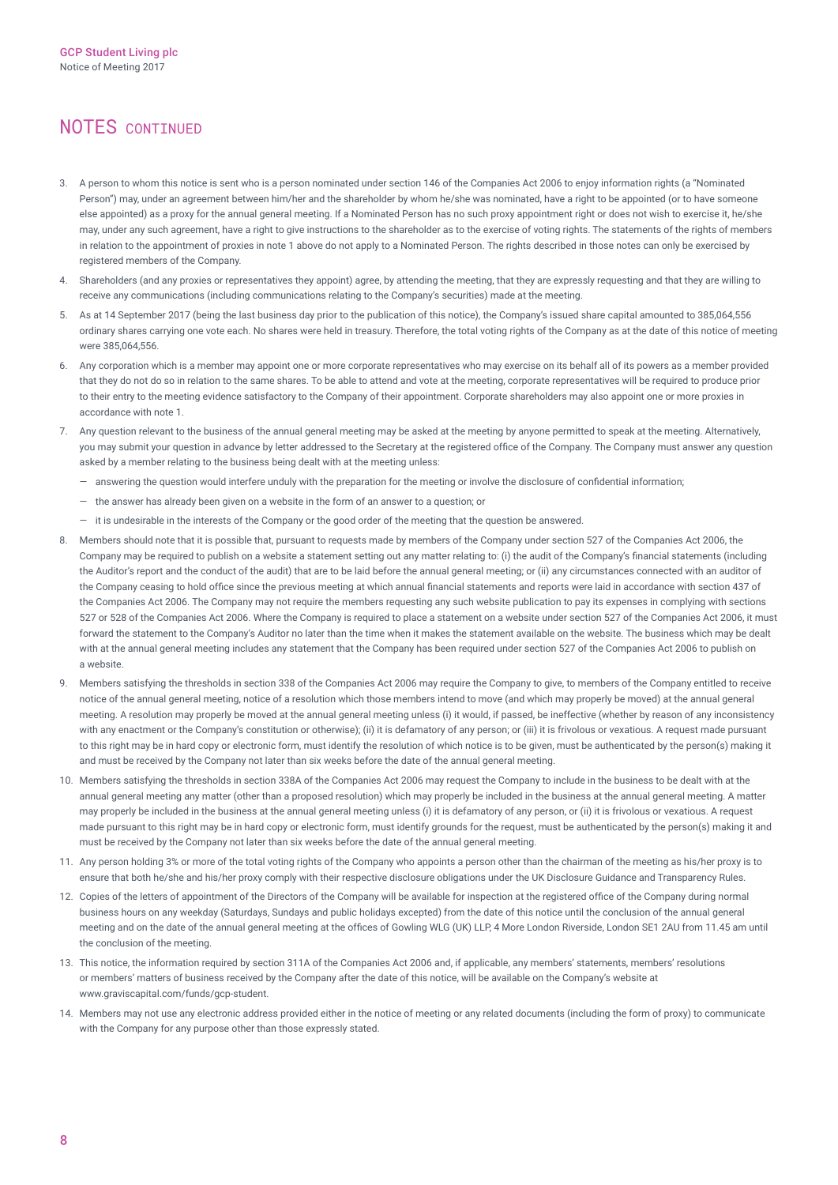## NOTES CONTINUED

3. A person to whom this notice is sent who is a person nominated under section 146 of the Companies Act 2006 to enjoy information rights (a "Nominated Person") may, under an agreement between him/her and the shareholder by whom he/she was nominated, have a right to be appointed (or to have someone else appointed) as a proxy for the annual general meeting. If a Nominated Person has no such proxy appointment right or does not wish to exercise it, he/she may, under any such agreement, have a right to give instructions to the shareholder as to the exercise of voting rights. The statements of the rights of members in relation to the appointment of proxies in note 1 above do not apply to a Nominated Person. The rights described in those notes can only be exercised by registered members of the Company.

4. Shareholders (and any proxies or representatives they appoint) agree, by attending the meeting, that they are expressly requesting and that they are willing to receive any communications (including communications relating to the Company's securities) made at the meeting.

5. As at 14 September 2017 (being the last business day prior to the publication of this notice), the Company's issued share capital amounted to 385,064,556 ordinary shares carrying one vote each. No shares were held in treasury. Therefore, the total voting rights of the Company as at the date of this notice of meeting were 385,064,556.

6. Any corporation which is a member may appoint one or more corporate representatives who may exercise on its behalf all of its powers as a member provided that they do not do so in relation to the same shares. To be able to attend and vote at the meeting, corporate representatives will be required to produce prior to their entry to the meeting evidence satisfactory to the Company of their appointment. Corporate shareholders may also appoint one or more proxies in accordance with note 1.

7. Any question relevant to the business of the annual general meeting may be asked at the meeting by anyone permitted to speak at the meeting. Alternatively, you may submit your question in advance by letter addressed to the Secretary at the registered office of the Company. The Company must answer any question asked by a member relating to the business being dealt with at the meeting unless:
   - answering the question would interfere unduly with the preparation for the meeting or involve the disclosure of confidential information;
   - the answer has already been given on a website in the form of an answer to a question; or
   - it is undesirable in the interests of the Company or the good order of the meeting that the question be answered.

8. Members should note that it is possible that, pursuant to requests made by members of the Company under section 527 of the Companies Act 2006, the Company may be required to publish on a website a statement setting out any matter relating to: (i) the audit of the Company's financial statements (including the Auditor's report and the conduct of the audit) that are to be laid before the annual general meeting; or (ii) any circumstances connected with an auditor of the Company ceasing to hold office since the previous meeting at which annual financial statements and reports were laid in accordance with section 437 of the Companies Act 2006. The Company may not require the members requesting any such website publication to pay its expenses in complying with sections 527 or 528 of the Companies Act 2006. Where the Company is required to place a statement on a website under section 527 of the Companies Act 2006, it must forward the statement to the Company's Auditor no later than the time when it makes the statement available on the website. The business which may be dealt with at the annual general meeting includes any statement that the Company has been required under section 527 of the Companies Act 2006 to publish on a website.

9. Members satisfying the thresholds in section 338 of the Companies Act 2006 may require the Company to give, to members of the Company entitled to receive notice of the annual general meeting, notice of a resolution which those members intend to move (and which may properly be moved) at the annual general meeting. A resolution may properly be moved at the annual general meeting unless (i) it would, if passed, be ineffective (whether by reason of any inconsistency with any enactment or the Company's constitution or otherwise); (ii) it is defamatory of any person; or (iii) it is frivolous or vexatious. A request made pursuant to this right may be in hard copy or electronic form, must identify the resolution of which notice is to be given, must be authenticated by the person(s) making it and must be received by the Company not later than six weeks before the date of the annual general meeting.

10. Members satisfying the thresholds in section 338A of the Companies Act 2006 may request the Company to include in the business to be dealt with at the annual general meeting any matter (other than a proposed resolution) which may properly be included in the business at the annual general meeting. A matter may properly be included in the business at the annual general meeting unless (i) it is defamatory of any person, or (ii) it is frivolous or vexatious. A request made pursuant to this right may be in hard copy or electronic form, must identify grounds for the request, must be authenticated by the person(s) making it and must be received by the Company not later than six weeks before the date of the annual general meeting.

11. Any person holding 3% or more of the total voting rights of the Company who appoints a person other than the chairman of the meeting as his/her proxy is to ensure that both he/she and his/her proxy comply with their respective disclosure obligations under the UK Disclosure Guidance and Transparency Rules.

12. Copies of the letters of appointment of the Directors of the Company will be available for inspection at the registered office of the Company during normal business hours on any weekday (Saturdays, Sundays and public holidays excepted) from the date of this notice until the conclusion of the annual general meeting and on the date of the annual general meeting at the offices of Gowling WLG (UK) LLP, 4 More London Riverside, London SE1 2AU from 11.45 am until the conclusion of the meeting.

13. This notice, the information required by section 311A of the Companies Act 2006 and, if applicable, any members' statements, members' resolutions or members' matters of business received by the Company after the date of this notice, will be available on the Company's website at www.graviscapital.com/funds/gcp-student.

14. Members may not use any electronic address provided either in the notice of meeting or any related documents (including the form of proxy) to communicate with the Company for any purpose other than those expressly stated.